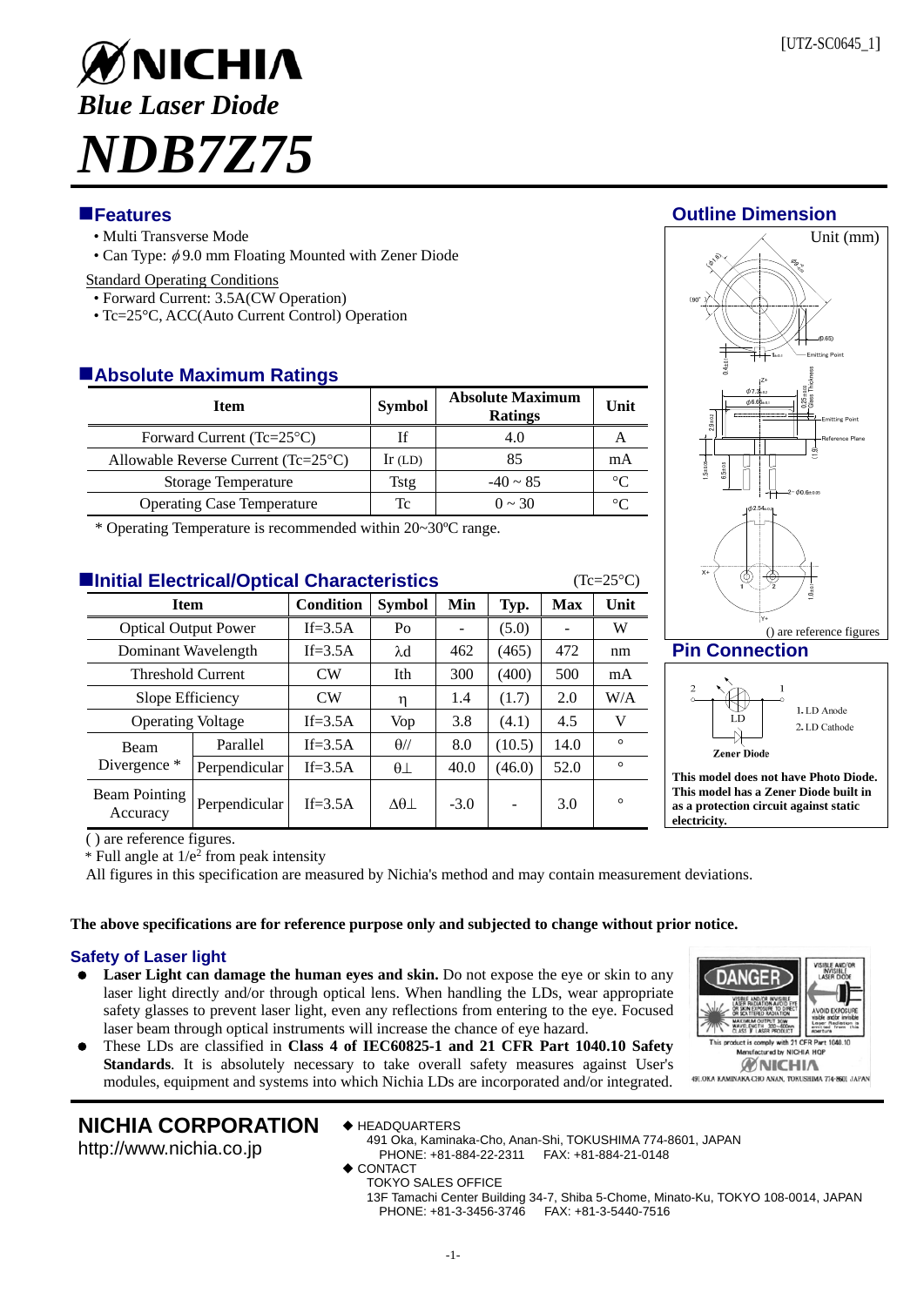[UTZ-SC0645_1]

# NICHIA

## *Blue Laser Diode*

# *NDB7Z75*

## Features

- Multi Transverse Mode
- Can Type: $\phi$9.0 mm Floating Mounted with Zener Diode

Standard Operating Conditions

- Forward Current: 3.5A(CW Operation)
- Tc=25°C, ACC(Auto Current Control) Operation

## Absolute Maximum Ratings

| Item | Symbol | Absolute Maximum Ratings | Unit |
|---|---|---|---|
| Forward Current (Tc=25°C) | If | 4.0 | A |
| Allowable Reverse Current (Tc=25°C) | Ir (LD) | 85 | mA |
| Storage Temperature | Tstg | -40 ~ 85 | °C |
| Operating Case Temperature | Tc | 0 ~ 30 | °C |

* Operating Temperature is recommended within 20~30ºC range.

## Initial Electrical/Optical Characteristics

(Tc=25°C)

| Item | | Condition | Symbol | Min | Typ. | Max | Unit |
|---|---|---|---|---|---|---|---|
| Optical Output Power | | If=3.5A | Po | - | (5.0) | - | W |
| Dominant Wavelength | | If=3.5A | λd | 462 | (465) | 472 | nm |
| Threshold Current | | CW | Ith | 300 | (400) | 500 | mA |
| Slope Efficiency | | CW | η | 1.4 | (1.7) | 2.0 | W/A |
| Operating Voltage | | If=3.5A | Vop | 3.8 | (4.1) | 4.5 | V |
| Beam Divergence * | Parallel | If=3.5A | θ// | 8.0 | (10.5) | 14.0 | ° |
| | Perpendicular | If=3.5A | θ⊥ | 40.0 | (46.0) | 52.0 | ° |
| Beam Pointing Accuracy | Perpendicular | If=3.5A | Δθ⊥ | -3.0 | - | 3.0 | ° |

( ) are reference figures.

* Full angle at $1/e^2$ from peak intensity

All figures in this specification are measured by Nichia's method and may contain measurement deviations.

## Outline Dimension

Unit (mm)

() are reference figures

## Pin Connection

1. LD Anode
2. LD Cathode

Zener Diode

**This model does not have Photo Diode. This model has a Zener Diode built in as a protection circuit against static electricity.**

**The above specifications are for reference purpose only and subjected to change without prior notice.**

## Safety of Laser light

- **Laser Light can damage the human eyes and skin.** Do not expose the eye or skin to any laser light directly and/or through optical lens. When handling the LDs, wear appropriate safety glasses to prevent laser light, even any reflections from entering to the eye. Focused laser beam through optical instruments will increase the chance of eye hazard.
- These LDs are classified in **Class 4 of IEC60825-1 and 21 CFR Part 1040.10 Safety Standards**. It is absolutely necessary to take overall safety measures against User's modules, equipment and systems into which Nichia LDs are incorporated and/or integrated.

**NICHIA CORPORATION**
http://www.nichia.co.jp

◆ HEADQUARTERS
491 Oka, Kaminaka-Cho, Anan-Shi, TOKUSHIMA 774-8601, JAPAN
PHONE: +81-884-22-2311 FAX: +81-884-21-0148

◆ CONTACT
TOKYO SALES OFFICE
13F Tamachi Center Building 34-7, Shiba 5-Chome, Minato-Ku, TOKYO 108-0014, JAPAN
PHONE: +81-3-3456-3746 FAX: +81-3-5440-7516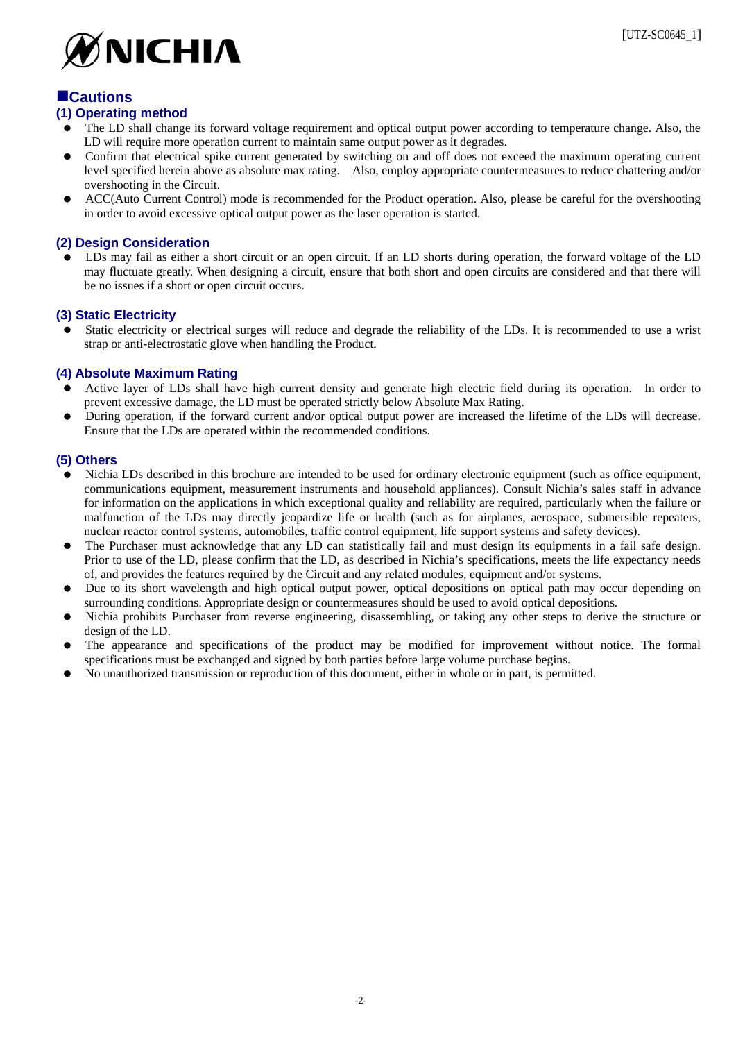## ■Cautions

### (1) Operating method

- The LD shall change its forward voltage requirement and optical output power according to temperature change. Also, the LD will require more operation current to maintain same output power as it degrades.
- Confirm that electrical spike current generated by switching on and off does not exceed the maximum operating current level specified herein above as absolute max rating. Also, employ appropriate countermeasures to reduce chattering and/or overshooting in the Circuit.
- ACC(Auto Current Control) mode is recommended for the Product operation. Also, please be careful for the overshooting in order to avoid excessive optical output power as the laser operation is started.

### (2) Design Consideration

- LDs may fail as either a short circuit or an open circuit. If an LD shorts during operation, the forward voltage of the LD may fluctuate greatly. When designing a circuit, ensure that both short and open circuits are considered and that there will be no issues if a short or open circuit occurs.

### (3) Static Electricity

- Static electricity or electrical surges will reduce and degrade the reliability of the LDs. It is recommended to use a wrist strap or anti-electrostatic glove when handling the Product.

### (4) Absolute Maximum Rating

- Active layer of LDs shall have high current density and generate high electric field during its operation. In order to prevent excessive damage, the LD must be operated strictly below Absolute Max Rating.
- During operation, if the forward current and/or optical output power are increased the lifetime of the LDs will decrease. Ensure that the LDs are operated within the recommended conditions.

### (5) Others

- Nichia LDs described in this brochure are intended to be used for ordinary electronic equipment (such as office equipment, communications equipment, measurement instruments and household appliances). Consult Nichia's sales staff in advance for information on the applications in which exceptional quality and reliability are required, particularly when the failure or malfunction of the LDs may directly jeopardize life or health (such as for airplanes, aerospace, submersible repeaters, nuclear reactor control systems, automobiles, traffic control equipment, life support systems and safety devices).
- The Purchaser must acknowledge that any LD can statistically fail and must design its equipments in a fail safe design. Prior to use of the LD, please confirm that the LD, as described in Nichia's specifications, meets the life expectancy needs of, and provides the features required by the Circuit and any related modules, equipment and/or systems.
- Due to its short wavelength and high optical output power, optical depositions on optical path may occur depending on surrounding conditions. Appropriate design or countermeasures should be used to avoid optical depositions.
- Nichia prohibits Purchaser from reverse engineering, disassembling, or taking any other steps to derive the structure or design of the LD.
- The appearance and specifications of the product may be modified for improvement without notice. The formal specifications must be exchanged and signed by both parties before large volume purchase begins.
- No unauthorized transmission or reproduction of this document, either in whole or in part, is permitted.